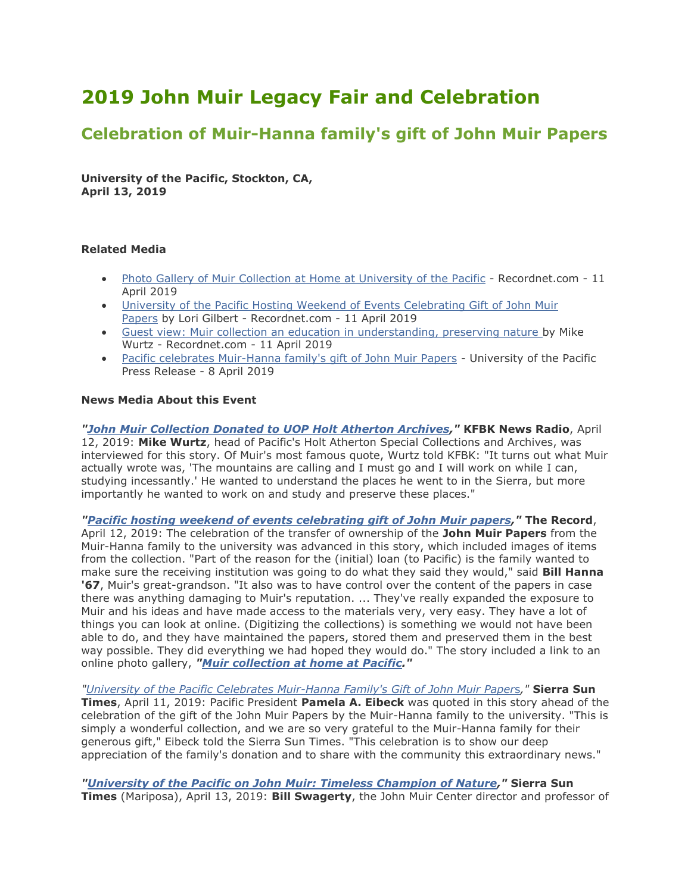# 2019 John Muir Legacy Fair and Celebration

## Celebration of Muir-Hanna family's gift of John Muir Papers

**University of the Pacific, Stockton, CA,**
**April 13, 2019**

**Related Media**

- Photo Gallery of Muir Collection at Home at University of the Pacific - Recordnet.com - 11 April 2019
- University of the Pacific Hosting Weekend of Events Celebrating Gift of John Muir Papers by Lori Gilbert - Recordnet.com - 11 April 2019
- Guest view: Muir collection an education in understanding, preserving nature by Mike Wurtz - Recordnet.com - 11 April 2019
- Pacific celebrates Muir-Hanna family's gift of John Muir Papers - University of the Pacific Press Release - 8 April 2019

**News Media About this Event**

***"John Muir Collection Donated to UOP Holt Atherton Archives,"*** **KFBK News Radio**, April 12, 2019: **Mike Wurtz**, head of Pacific's Holt Atherton Special Collections and Archives, was interviewed for this story. Of Muir's most famous quote, Wurtz told KFBK: "It turns out what Muir actually wrote was, 'The mountains are calling and I must go and I will work on while I can, studying incessantly.' He wanted to understand the places he went to in the Sierra, but more importantly he wanted to work on and study and preserve these places."

***"Pacific hosting weekend of events celebrating gift of John Muir papers,"*** **The Record**, April 12, 2019: The celebration of the transfer of ownership of the **John Muir Papers** from the Muir-Hanna family to the university was advanced in this story, which included images of items from the collection. "Part of the reason for the (initial) loan (to Pacific) is the family wanted to make sure the receiving institution was going to do what they said they would," said **Bill Hanna '67**, Muir's great-grandson. "It also was to have control over the content of the papers in case there was anything damaging to Muir's reputation. ... They've really expanded the exposure to Muir and his ideas and have made access to the materials very, very easy. They have a lot of things you can look at online. (Digitizing the collections) is something we would not have been able to do, and they have maintained the papers, stored them and preserved them in the best way possible. They did everything we had hoped they would do." The story included a link to an online photo gallery, ***"Muir collection at home at Pacific."***

*"University of the Pacific Celebrates Muir-Hanna Family's Gift of John Muir Papers,"* **Sierra Sun Times**, April 11, 2019: Pacific President **Pamela A. Eibeck** was quoted in this story ahead of the celebration of the gift of the John Muir Papers by the Muir-Hanna family to the university. "This is simply a wonderful collection, and we are so very grateful to the Muir-Hanna family for their generous gift," Eibeck told the Sierra Sun Times. "This celebration is to show our deep appreciation of the family's donation and to share with the community this extraordinary news."

***"University of the Pacific on John Muir: Timeless Champion of Nature,"*** **Sierra Sun Times** (Mariposa), April 13, 2019: **Bill Swagerty**, the John Muir Center director and professor of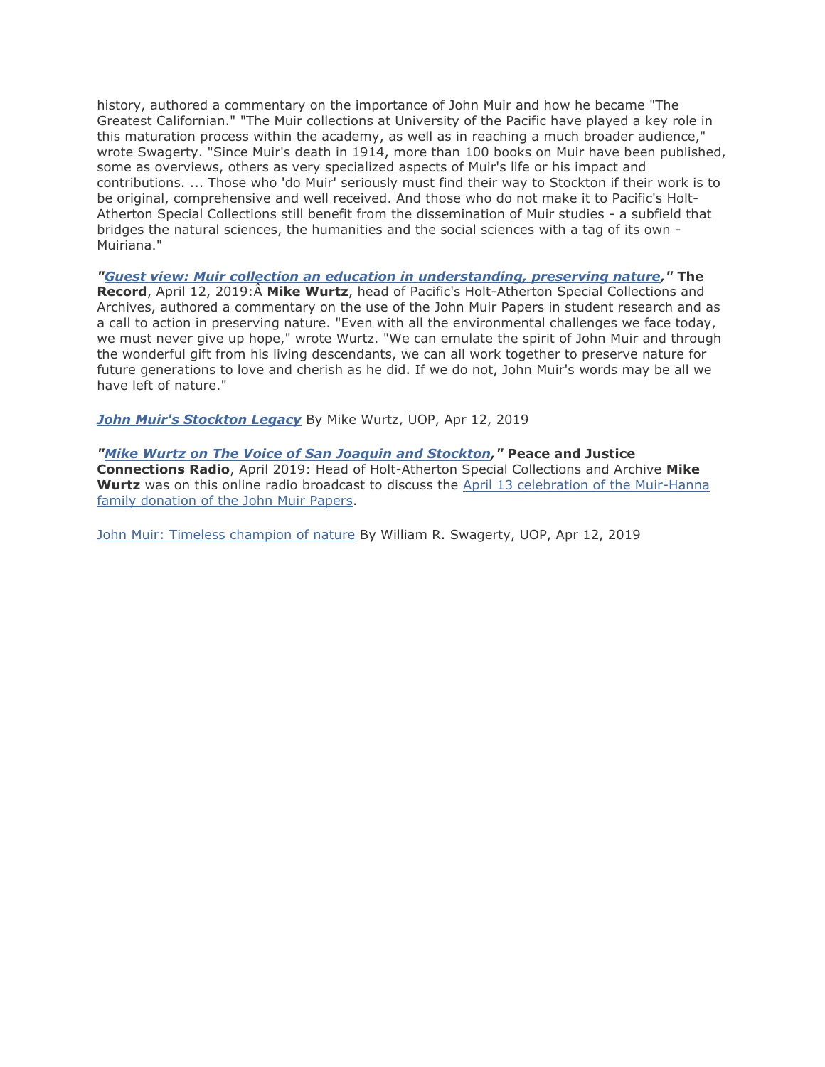history, authored a commentary on the importance of John Muir and how he became "The Greatest Californian." "The Muir collections at University of the Pacific have played a key role in this maturation process within the academy, as well as in reaching a much broader audience," wrote Swagerty. "Since Muir's death in 1914, more than 100 books on Muir have been published, some as overviews, others as very specialized aspects of Muir's life or his impact and contributions. ... Those who 'do Muir' seriously must find their way to Stockton if their work is to be original, comprehensive and well received. And those who do not make it to Pacific's Holt-Atherton Special Collections still benefit from the dissemination of Muir studies - a subfield that bridges the natural sciences, the humanities and the social sciences with a tag of its own - Muiriana."

***"Guest view: Muir collection an education in understanding, preserving nature,"*** **The Record**, April 12, 2019:Â **Mike Wurtz**, head of Pacific's Holt-Atherton Special Collections and Archives, authored a commentary on the use of the John Muir Papers in student research and as a call to action in preserving nature. "Even with all the environmental challenges we face today, we must never give up hope," wrote Wurtz. "We can emulate the spirit of John Muir and through the wonderful gift from his living descendants, we can all work together to preserve nature for future generations to love and cherish as he did. If we do not, John Muir's words may be all we have left of nature."

***John Muir's Stockton Legacy*** By Mike Wurtz, UOP, Apr 12, 2019

***"Mike Wurtz on The Voice of San Joaquin and Stockton,"*** **Peace and Justice Connections Radio**, April 2019: Head of Holt-Atherton Special Collections and Archive **Mike Wurtz** was on this online radio broadcast to discuss the April 13 celebration of the Muir-Hanna family donation of the John Muir Papers.

John Muir: Timeless champion of nature By William R. Swagerty, UOP, Apr 12, 2019